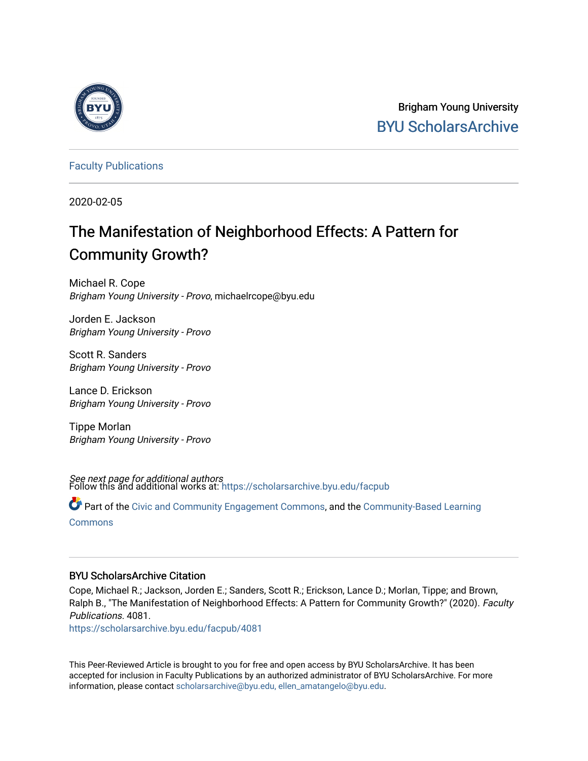Brigham Young University

BYU ScholarsArchive

Faculty Publications

2020-02-05

# The Manifestation of Neighborhood Effects: A Pattern for Community Growth?

Michael R. Cope
*Brigham Young University - Provo*, michaelrcope@byu.edu

Jorden E. Jackson
*Brigham Young University - Provo*

Scott R. Sanders
*Brigham Young University - Provo*

Lance D. Erickson
*Brigham Young University - Provo*

Tippe Morlan
*Brigham Young University - Provo*

*See next page for additional authors*

Follow this and additional works at: https://scholarsarchive.byu.edu/facpub

Part of the Civic and Community Engagement Commons, and the Community-Based Learning Commons

## BYU ScholarsArchive Citation

Cope, Michael R.; Jackson, Jorden E.; Sanders, Scott R.; Erickson, Lance D.; Morlan, Tippe; and Brown, Ralph B., "The Manifestation of Neighborhood Effects: A Pattern for Community Growth?" (2020). *Faculty Publications*. 4081.
https://scholarsarchive.byu.edu/facpub/4081

This Peer-Reviewed Article is brought to you for free and open access by BYU ScholarsArchive. It has been accepted for inclusion in Faculty Publications by an authorized administrator of BYU ScholarsArchive. For more information, please contact scholarsarchive@byu.edu, ellen_amatangelo@byu.edu.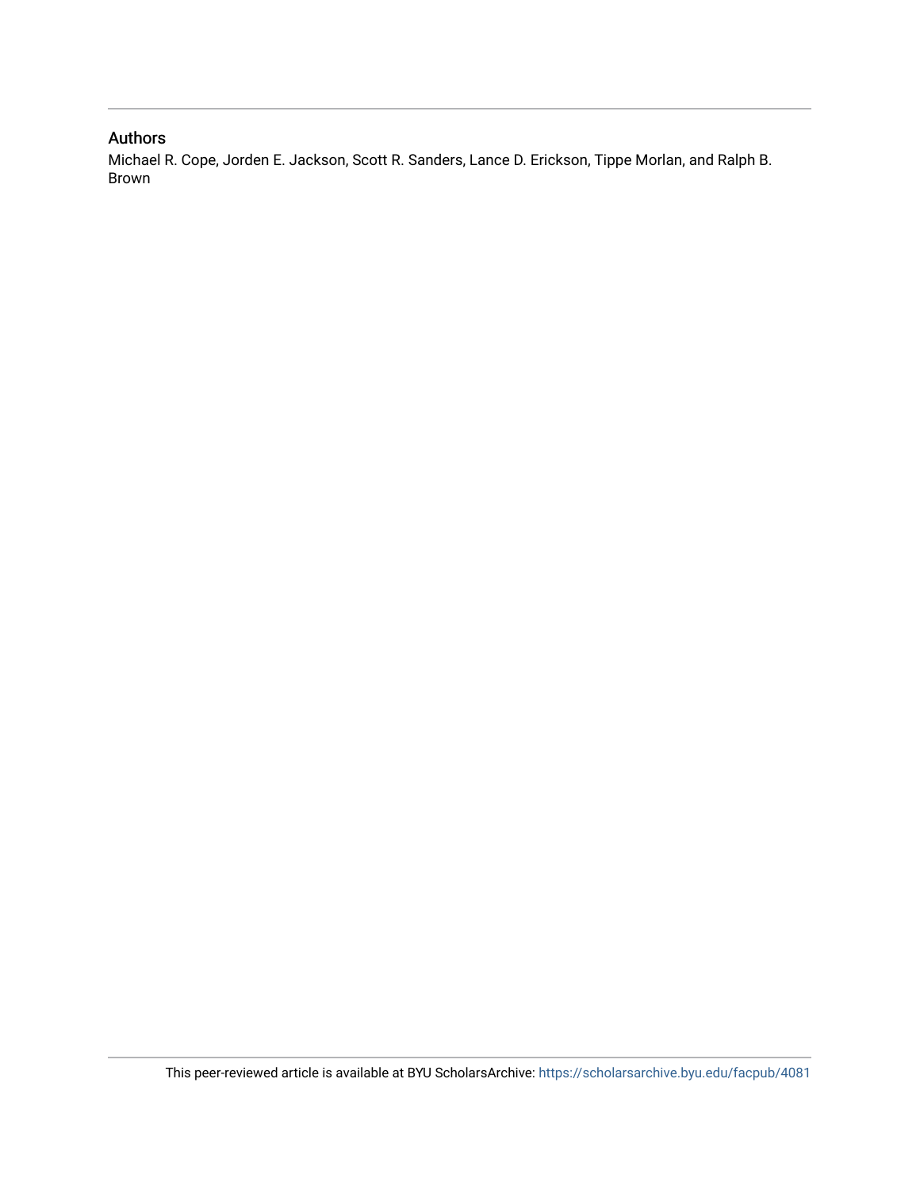## Authors

Michael R. Cope, Jorden E. Jackson, Scott R. Sanders, Lance D. Erickson, Tippe Morlan, and Ralph B. Brown

This peer-reviewed article is available at BYU ScholarsArchive: https://scholarsarchive.byu.edu/facpub/4081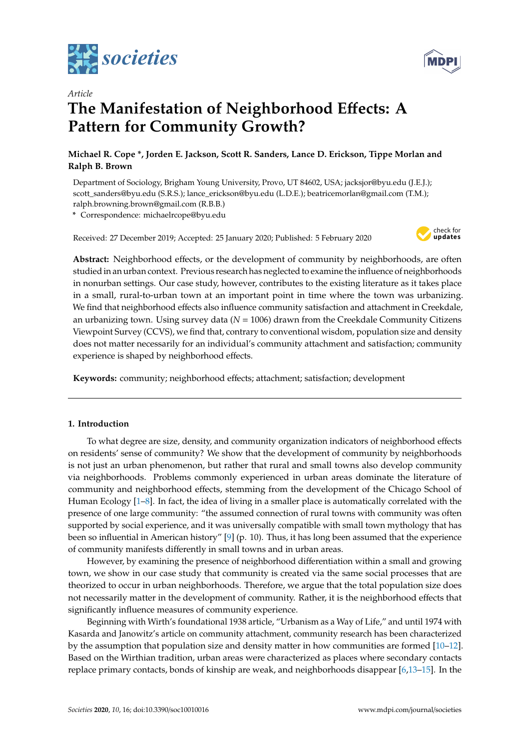Article

# The Manifestation of Neighborhood Effects: A Pattern for Community Growth?

**Michael R. Cope \*, Jorden E. Jackson, Scott R. Sanders, Lance D. Erickson, Tippe Morlan and Ralph B. Brown**

Department of Sociology, Brigham Young University, Provo, UT 84602, USA; jacksjor@byu.edu (J.E.J.); scott_sanders@byu.edu (S.R.S.); lance_erickson@byu.edu (L.D.E.); beatricemorlan@gmail.com (T.M.); ralph.browning.brown@gmail.com (R.B.B.)

\* Correspondence: michaelrcope@byu.edu

Received: 27 December 2019; Accepted: 25 January 2020; Published: 5 February 2020

**Abstract:** Neighborhood effects, or the development of community by neighborhoods, are often studied in an urban context. Previous research has neglected to examine the influence of neighborhoods in nonurban settings. Our case study, however, contributes to the existing literature as it takes place in a small, rural-to-urban town at an important point in time where the town was urbanizing. We find that neighborhood effects also influence community satisfaction and attachment in Creekdale, an urbanizing town. Using survey data ($N = 1006$) drawn from the Creekdale Community Citizens Viewpoint Survey (CCVS), we find that, contrary to conventional wisdom, population size and density does not matter necessarily for an individual's community attachment and satisfaction; community experience is shaped by neighborhood effects.

**Keywords:** community; neighborhood effects; attachment; satisfaction; development

## 1. Introduction

To what degree are size, density, and community organization indicators of neighborhood effects on residents' sense of community? We show that the development of community by neighborhoods is not just an urban phenomenon, but rather that rural and small towns also develop community via neighborhoods. Problems commonly experienced in urban areas dominate the literature of community and neighborhood effects, stemming from the development of the Chicago School of Human Ecology [1–8]. In fact, the idea of living in a smaller place is automatically correlated with the presence of one large community: "the assumed connection of rural towns with community was often supported by social experience, and it was universally compatible with small town mythology that has been so influential in American history" [9] (p. 10). Thus, it has long been assumed that the experience of community manifests differently in small towns and in urban areas.

However, by examining the presence of neighborhood differentiation within a small and growing town, we show in our case study that community is created via the same social processes that are theorized to occur in urban neighborhoods. Therefore, we argue that the total population size does not necessarily matter in the development of community. Rather, it is the neighborhood effects that significantly influence measures of community experience.

Beginning with Wirth's foundational 1938 article, "Urbanism as a Way of Life," and until 1974 with Kasarda and Janowitz's article on community attachment, community research has been characterized by the assumption that population size and density matter in how communities are formed [10–12]. Based on the Wirthian tradition, urban areas were characterized as places where secondary contacts replace primary contacts, bonds of kinship are weak, and neighborhoods disappear [6,13–15]. In the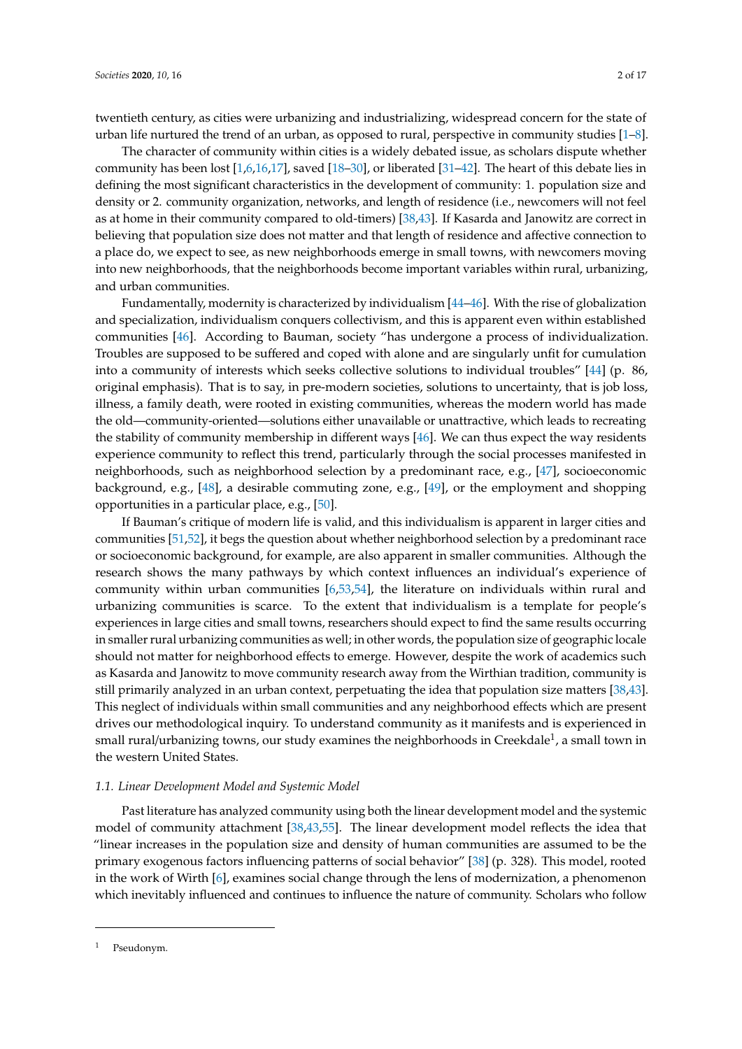twentieth century, as cities were urbanizing and industrializing, widespread concern for the state of urban life nurtured the trend of an urban, as opposed to rural, perspective in community studies [1–8].

The character of community within cities is a widely debated issue, as scholars dispute whether community has been lost [1,6,16,17], saved [18–30], or liberated [31–42]. The heart of this debate lies in defining the most significant characteristics in the development of community: 1. population size and density or 2. community organization, networks, and length of residence (i.e., newcomers will not feel as at home in their community compared to old-timers) [38,43]. If Kasarda and Janowitz are correct in believing that population size does not matter and that length of residence and affective connection to a place do, we expect to see, as new neighborhoods emerge in small towns, with newcomers moving into new neighborhoods, that the neighborhoods become important variables within rural, urbanizing, and urban communities.

Fundamentally, modernity is characterized by individualism [44–46]. With the rise of globalization and specialization, individualism conquers collectivism, and this is apparent even within established communities [46]. According to Bauman, society "has undergone a process of individualization. Troubles are supposed to be suffered and coped with alone and are singularly unfit for cumulation into a community of interests which seeks collective solutions to individual troubles" [44] (p. 86, original emphasis). That is to say, in pre-modern societies, solutions to uncertainty, that is job loss, illness, a family death, were rooted in existing communities, whereas the modern world has made the old—community-oriented—solutions either unavailable or unattractive, which leads to recreating the stability of community membership in different ways [46]. We can thus expect the way residents experience community to reflect this trend, particularly through the social processes manifested in neighborhoods, such as neighborhood selection by a predominant race, e.g., [47], socioeconomic background, e.g., [48], a desirable commuting zone, e.g., [49], or the employment and shopping opportunities in a particular place, e.g., [50].

If Bauman's critique of modern life is valid, and this individualism is apparent in larger cities and communities [51,52], it begs the question about whether neighborhood selection by a predominant race or socioeconomic background, for example, are also apparent in smaller communities. Although the research shows the many pathways by which context influences an individual's experience of community within urban communities [6,53,54], the literature on individuals within rural and urbanizing communities is scarce. To the extent that individualism is a template for people's experiences in large cities and small towns, researchers should expect to find the same results occurring in smaller rural urbanizing communities as well; in other words, the population size of geographic locale should not matter for neighborhood effects to emerge. However, despite the work of academics such as Kasarda and Janowitz to move community research away from the Wirthian tradition, community is still primarily analyzed in an urban context, perpetuating the idea that population size matters [38,43]. This neglect of individuals within small communities and any neighborhood effects which are present drives our methodological inquiry. To understand community as it manifests and is experienced in small rural/urbanizing towns, our study examines the neighborhoods in Creekdale[1], a small town in the western United States.

### *1.1. Linear Development Model and Systemic Model*

Past literature has analyzed community using both the linear development model and the systemic model of community attachment [38,43,55]. The linear development model reflects the idea that "linear increases in the population size and density of human communities are assumed to be the primary exogenous factors influencing patterns of social behavior" [38] (p. 328). This model, rooted in the work of Wirth [6], examines social change through the lens of modernization, a phenomenon which inevitably influenced and continues to influence the nature of community. Scholars who follow

[1] Pseudonym.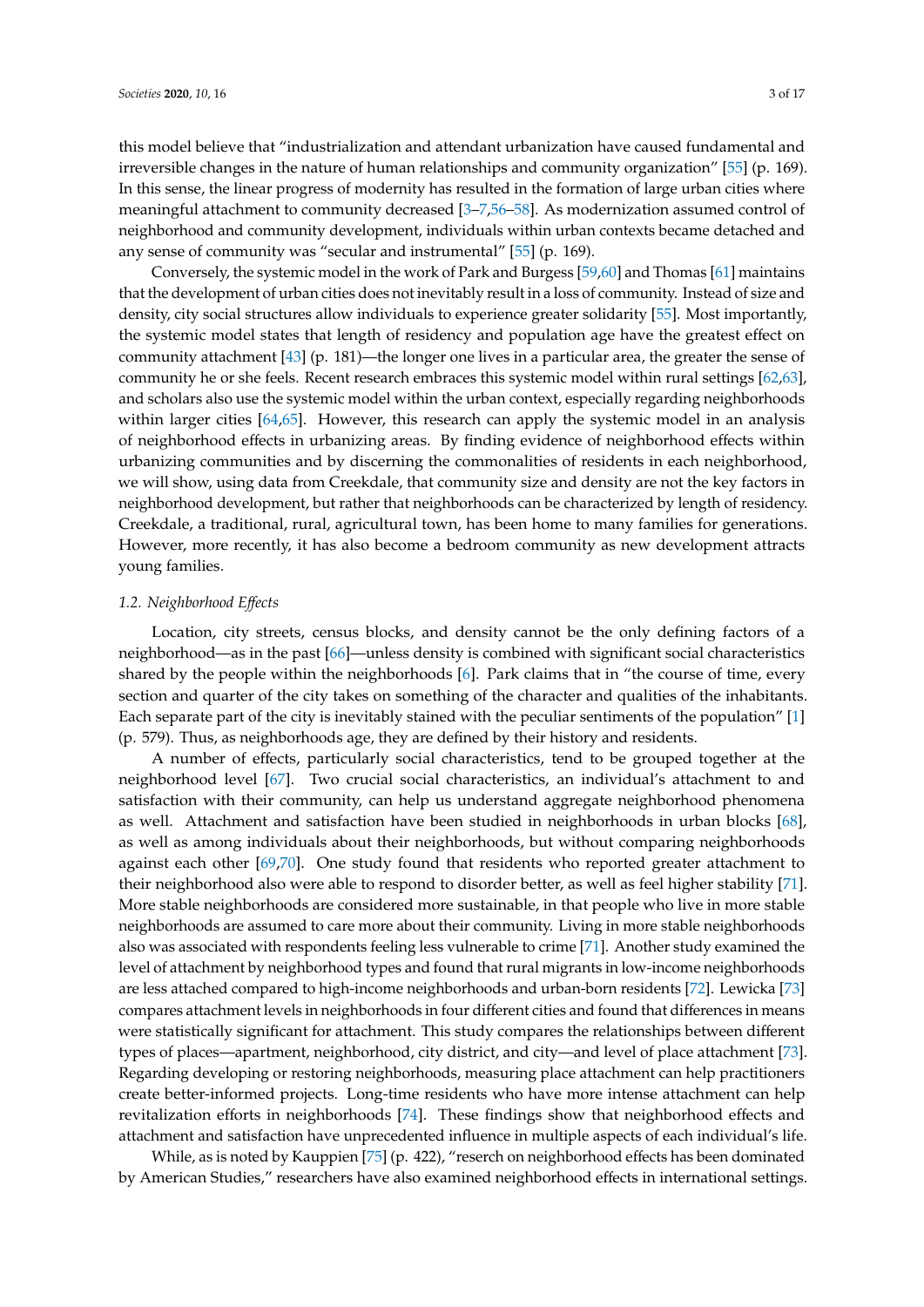this model believe that "industrialization and attendant urbanization have caused fundamental and irreversible changes in the nature of human relationships and community organization" [55] (p. 169). In this sense, the linear progress of modernity has resulted in the formation of large urban cities where meaningful attachment to community decreased [3–7,56–58]. As modernization assumed control of neighborhood and community development, individuals within urban contexts became detached and any sense of community was "secular and instrumental" [55] (p. 169).

Conversely, the systemic model in the work of Park and Burgess [59,60] and Thomas [61] maintains that the development of urban cities does not inevitably result in a loss of community. Instead of size and density, city social structures allow individuals to experience greater solidarity [55]. Most importantly, the systemic model states that length of residency and population age have the greatest effect on community attachment [43] (p. 181)—the longer one lives in a particular area, the greater the sense of community he or she feels. Recent research embraces this systemic model within rural settings [62,63], and scholars also use the systemic model within the urban context, especially regarding neighborhoods within larger cities [64,65]. However, this research can apply the systemic model in an analysis of neighborhood effects in urbanizing areas. By finding evidence of neighborhood effects within urbanizing communities and by discerning the commonalities of residents in each neighborhood, we will show, using data from Creekdale, that community size and density are not the key factors in neighborhood development, but rather that neighborhoods can be characterized by length of residency. Creekdale, a traditional, rural, agricultural town, has been home to many families for generations. However, more recently, it has also become a bedroom community as new development attracts young families.

### 1.2. Neighborhood Effects

Location, city streets, census blocks, and density cannot be the only defining factors of a neighborhood—as in the past [66]—unless density is combined with significant social characteristics shared by the people within the neighborhoods [6]. Park claims that in "the course of time, every section and quarter of the city takes on something of the character and qualities of the inhabitants. Each separate part of the city is inevitably stained with the peculiar sentiments of the population" [1] (p. 579). Thus, as neighborhoods age, they are defined by their history and residents.

A number of effects, particularly social characteristics, tend to be grouped together at the neighborhood level [67]. Two crucial social characteristics, an individual's attachment to and satisfaction with their community, can help us understand aggregate neighborhood phenomena as well. Attachment and satisfaction have been studied in neighborhoods in urban blocks [68], as well as among individuals about their neighborhoods, but without comparing neighborhoods against each other [69,70]. One study found that residents who reported greater attachment to their neighborhood also were able to respond to disorder better, as well as feel higher stability [71]. More stable neighborhoods are considered more sustainable, in that people who live in more stable neighborhoods are assumed to care more about their community. Living in more stable neighborhoods also was associated with respondents feeling less vulnerable to crime [71]. Another study examined the level of attachment by neighborhood types and found that rural migrants in low-income neighborhoods are less attached compared to high-income neighborhoods and urban-born residents [72]. Lewicka [73] compares attachment levels in neighborhoods in four different cities and found that differences in means were statistically significant for attachment. This study compares the relationships between different types of places—apartment, neighborhood, city district, and city—and level of place attachment [73]. Regarding developing or restoring neighborhoods, measuring place attachment can help practitioners create better-informed projects. Long-time residents who have more intense attachment can help revitalization efforts in neighborhoods [74]. These findings show that neighborhood effects and attachment and satisfaction have unprecedented influence in multiple aspects of each individual's life.

While, as is noted by Kauppien [75] (p. 422), "reserch on neighborhood effects has been dominated by American Studies," researchers have also examined neighborhood effects in international settings.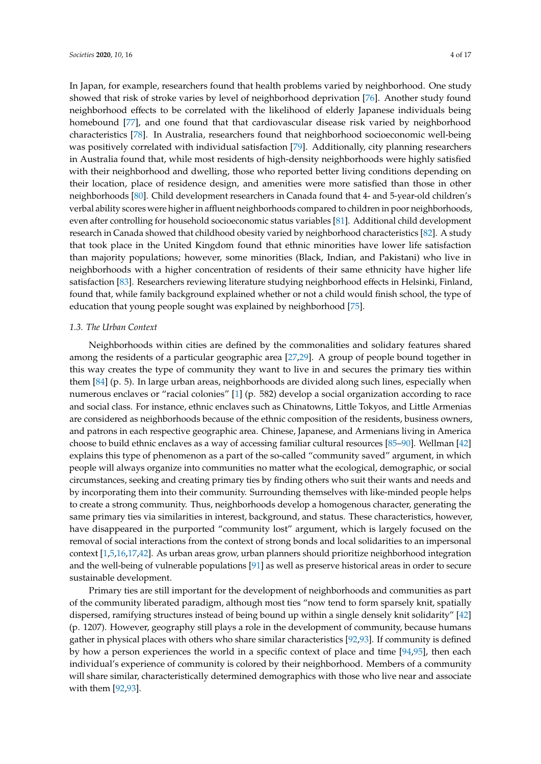In Japan, for example, researchers found that health problems varied by neighborhood. One study showed that risk of stroke varies by level of neighborhood deprivation [76]. Another study found neighborhood effects to be correlated with the likelihood of elderly Japanese individuals being homebound [77], and one found that that cardiovascular disease risk varied by neighborhood characteristics [78]. In Australia, researchers found that neighborhood socioeconomic well-being was positively correlated with individual satisfaction [79]. Additionally, city planning researchers in Australia found that, while most residents of high-density neighborhoods were highly satisfied with their neighborhood and dwelling, those who reported better living conditions depending on their location, place of residence design, and amenities were more satisfied than those in other neighborhoods [80]. Child development researchers in Canada found that 4- and 5-year-old children's verbal ability scores were higher in affluent neighborhoods compared to children in poor neighborhoods, even after controlling for household socioeconomic status variables [81]. Additional child development research in Canada showed that childhood obesity varied by neighborhood characteristics [82]. A study that took place in the United Kingdom found that ethnic minorities have lower life satisfaction than majority populations; however, some minorities (Black, Indian, and Pakistani) who live in neighborhoods with a higher concentration of residents of their same ethnicity have higher life satisfaction [83]. Researchers reviewing literature studying neighborhood effects in Helsinki, Finland, found that, while family background explained whether or not a child would finish school, the type of education that young people sought was explained by neighborhood [75].

### 1.3. The Urban Context

Neighborhoods within cities are defined by the commonalities and solidary features shared among the residents of a particular geographic area [27,29]. A group of people bound together in this way creates the type of community they want to live in and secures the primary ties within them [84] (p. 5). In large urban areas, neighborhoods are divided along such lines, especially when numerous enclaves or "racial colonies" [1] (p. 582) develop a social organization according to race and social class. For instance, ethnic enclaves such as Chinatowns, Little Tokyos, and Little Armenias are considered as neighborhoods because of the ethnic composition of the residents, business owners, and patrons in each respective geographic area. Chinese, Japanese, and Armenians living in America choose to build ethnic enclaves as a way of accessing familiar cultural resources [85–90]. Wellman [42] explains this type of phenomenon as a part of the so-called "community saved" argument, in which people will always organize into communities no matter what the ecological, demographic, or social circumstances, seeking and creating primary ties by finding others who suit their wants and needs and by incorporating them into their community. Surrounding themselves with like-minded people helps to create a strong community. Thus, neighborhoods develop a homogenous character, generating the same primary ties via similarities in interest, background, and status. These characteristics, however, have disappeared in the purported "community lost" argument, which is largely focused on the removal of social interactions from the context of strong bonds and local solidarities to an impersonal context [1,5,16,17,42]. As urban areas grow, urban planners should prioritize neighborhood integration and the well-being of vulnerable populations [91] as well as preserve historical areas in order to secure sustainable development.

Primary ties are still important for the development of neighborhoods and communities as part of the community liberated paradigm, although most ties "now tend to form sparsely knit, spatially dispersed, ramifying structures instead of being bound up within a single densely knit solidarity" [42] (p. 1207). However, geography still plays a role in the development of community, because humans gather in physical places with others who share similar characteristics [92,93]. If community is defined by how a person experiences the world in a specific context of place and time [94,95], then each individual's experience of community is colored by their neighborhood. Members of a community will share similar, characteristically determined demographics with those who live near and associate with them [92,93].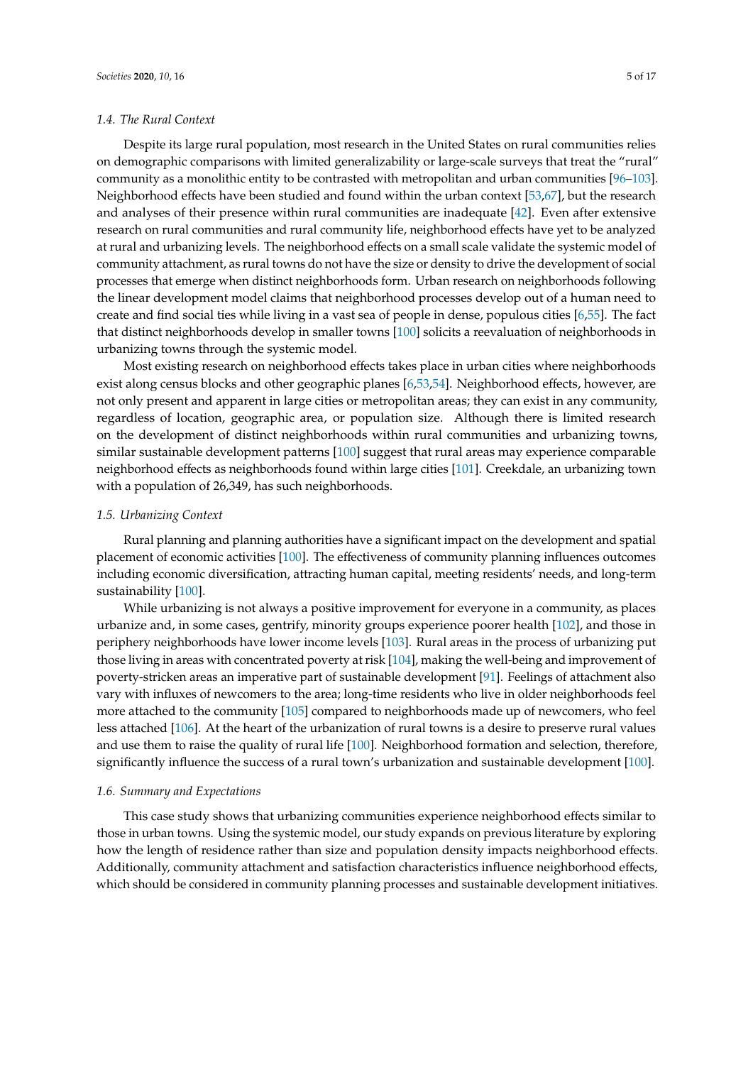### 1.4. The Rural Context

Despite its large rural population, most research in the United States on rural communities relies on demographic comparisons with limited generalizability or large-scale surveys that treat the "rural" community as a monolithic entity to be contrasted with metropolitan and urban communities [96–103]. Neighborhood effects have been studied and found within the urban context [53,67], but the research and analyses of their presence within rural communities are inadequate [42]. Even after extensive research on rural communities and rural community life, neighborhood effects have yet to be analyzed at rural and urbanizing levels. The neighborhood effects on a small scale validate the systemic model of community attachment, as rural towns do not have the size or density to drive the development of social processes that emerge when distinct neighborhoods form. Urban research on neighborhoods following the linear development model claims that neighborhood processes develop out of a human need to create and find social ties while living in a vast sea of people in dense, populous cities [6,55]. The fact that distinct neighborhoods develop in smaller towns [100] solicits a reevaluation of neighborhoods in urbanizing towns through the systemic model.

Most existing research on neighborhood effects takes place in urban cities where neighborhoods exist along census blocks and other geographic planes [6,53,54]. Neighborhood effects, however, are not only present and apparent in large cities or metropolitan areas; they can exist in any community, regardless of location, geographic area, or population size. Although there is limited research on the development of distinct neighborhoods within rural communities and urbanizing towns, similar sustainable development patterns [100] suggest that rural areas may experience comparable neighborhood effects as neighborhoods found within large cities [101]. Creekdale, an urbanizing town with a population of 26,349, has such neighborhoods.

### 1.5. Urbanizing Context

Rural planning and planning authorities have a significant impact on the development and spatial placement of economic activities [100]. The effectiveness of community planning influences outcomes including economic diversification, attracting human capital, meeting residents' needs, and long-term sustainability [100].

While urbanizing is not always a positive improvement for everyone in a community, as places urbanize and, in some cases, gentrify, minority groups experience poorer health [102], and those in periphery neighborhoods have lower income levels [103]. Rural areas in the process of urbanizing put those living in areas with concentrated poverty at risk [104], making the well-being and improvement of poverty-stricken areas an imperative part of sustainable development [91]. Feelings of attachment also vary with influxes of newcomers to the area; long-time residents who live in older neighborhoods feel more attached to the community [105] compared to neighborhoods made up of newcomers, who feel less attached [106]. At the heart of the urbanization of rural towns is a desire to preserve rural values and use them to raise the quality of rural life [100]. Neighborhood formation and selection, therefore, significantly influence the success of a rural town's urbanization and sustainable development [100].

### 1.6. Summary and Expectations

This case study shows that urbanizing communities experience neighborhood effects similar to those in urban towns. Using the systemic model, our study expands on previous literature by exploring how the length of residence rather than size and population density impacts neighborhood effects. Additionally, community attachment and satisfaction characteristics influence neighborhood effects, which should be considered in community planning processes and sustainable development initiatives.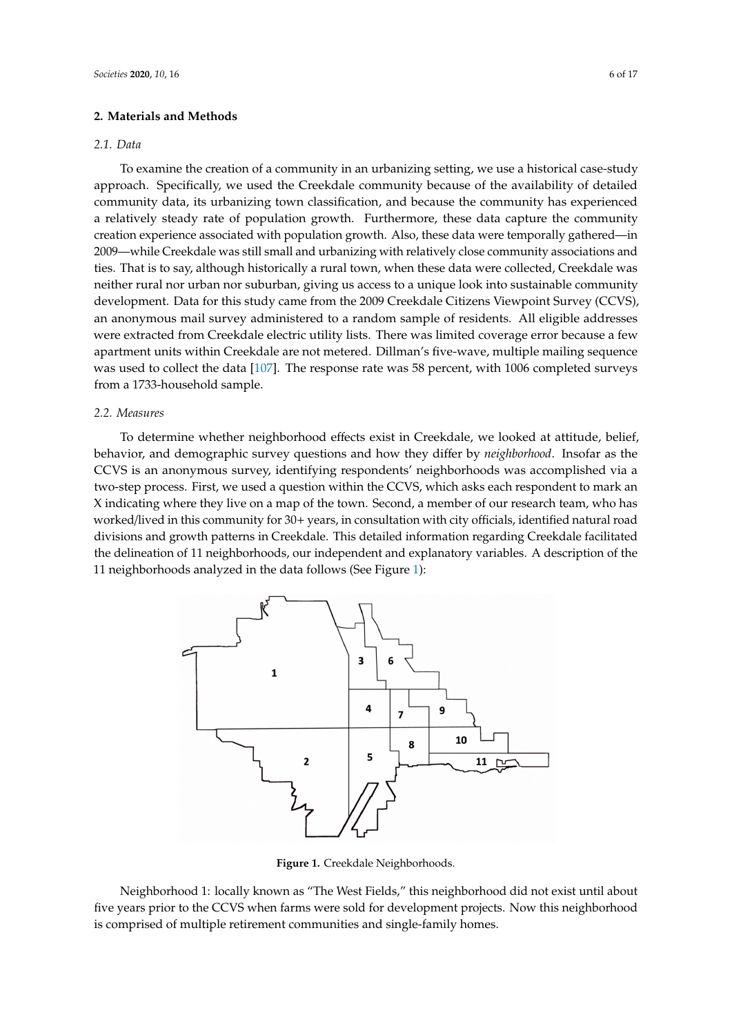## 2. Materials and Methods

### 2.1. Data

To examine the creation of a community in an urbanizing setting, we use a historical case-study approach. Specifically, we used the Creekdale community because of the availability of detailed community data, its urbanizing town classification, and because the community has experienced a relatively steady rate of population growth. Furthermore, these data capture the community creation experience associated with population growth. Also, these data were temporally gathered—in 2009—while Creekdale was still small and urbanizing with relatively close community associations and ties. That is to say, although historically a rural town, when these data were collected, Creekdale was neither rural nor urban nor suburban, giving us access to a unique look into sustainable community development. Data for this study came from the 2009 Creekdale Citizens Viewpoint Survey (CCVS), an anonymous mail survey administered to a random sample of residents. All eligible addresses were extracted from Creekdale electric utility lists. There was limited coverage error because a few apartment units within Creekdale are not metered. Dillman's five-wave, multiple mailing sequence was used to collect the data [107]. The response rate was 58 percent, with 1006 completed surveys from a 1733-household sample.

### 2.2. Measures

To determine whether neighborhood effects exist in Creekdale, we looked at attitude, belief, behavior, and demographic survey questions and how they differ by *neighborhood*. Insofar as the CCVS is an anonymous survey, identifying respondents' neighborhoods was accomplished via a two-step process. First, we used a question within the CCVS, which asks each respondent to mark an X indicating where they live on a map of the town. Second, a member of our research team, who has worked/lived in this community for 30+ years, in consultation with city officials, identified natural road divisions and growth patterns in Creekdale. This detailed information regarding Creekdale facilitated the delineation of 11 neighborhoods, our independent and explanatory variables. A description of the 11 neighborhoods analyzed in the data follows (See Figure 1):

**Figure 1.** Creekdale Neighborhoods.

Neighborhood 1: locally known as "The West Fields," this neighborhood did not exist until about five years prior to the CCVS when farms were sold for development projects. Now this neighborhood is comprised of multiple retirement communities and single-family homes.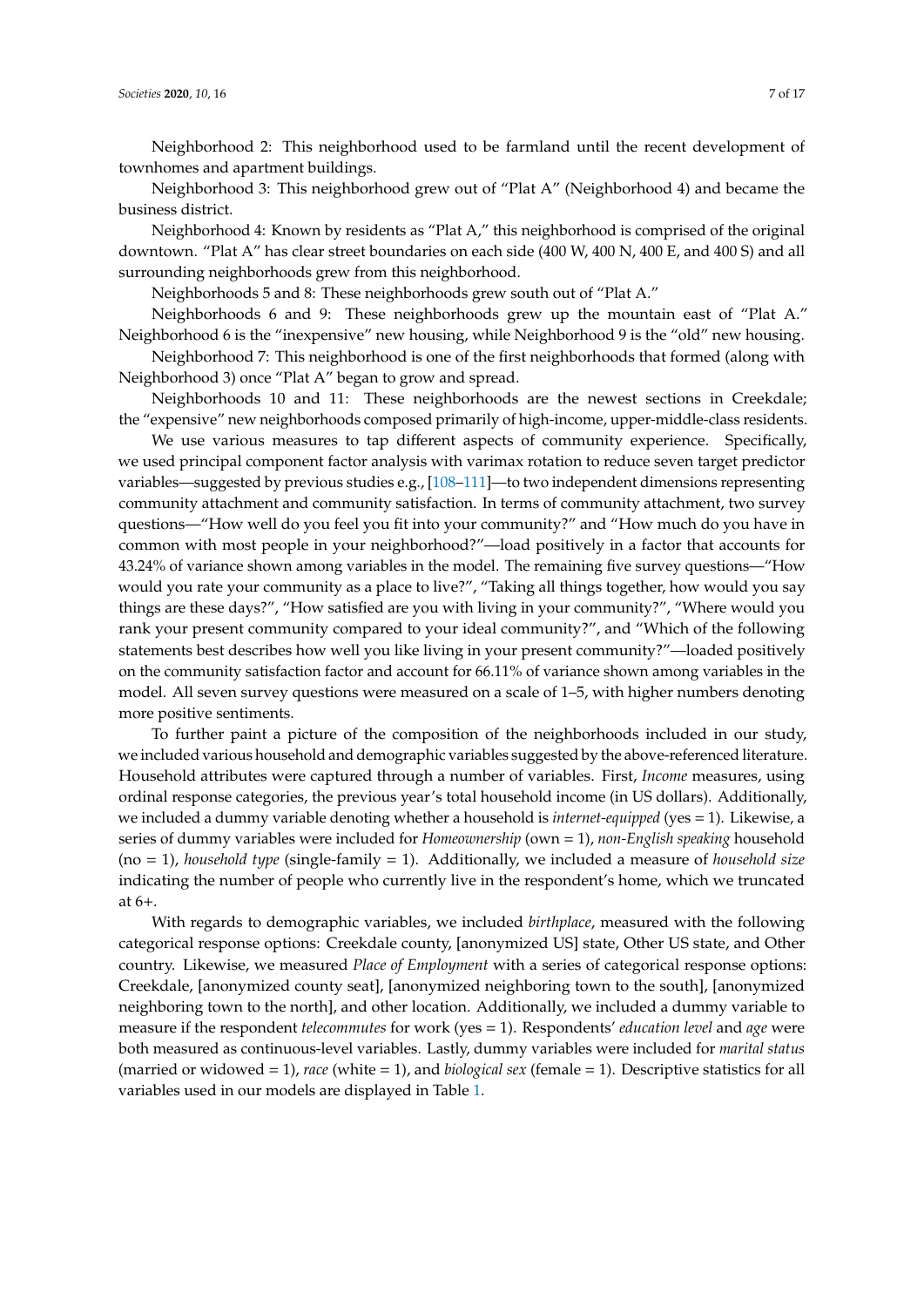Neighborhood 2: This neighborhood used to be farmland until the recent development of townhomes and apartment buildings.

Neighborhood 3: This neighborhood grew out of "Plat A" (Neighborhood 4) and became the business district.

Neighborhood 4: Known by residents as "Plat A," this neighborhood is comprised of the original downtown. "Plat A" has clear street boundaries on each side (400 W, 400 N, 400 E, and 400 S) and all surrounding neighborhoods grew from this neighborhood.

Neighborhoods 5 and 8: These neighborhoods grew south out of "Plat A."

Neighborhoods 6 and 9: These neighborhoods grew up the mountain east of "Plat A." Neighborhood 6 is the "inexpensive" new housing, while Neighborhood 9 is the "old" new housing.

Neighborhood 7: This neighborhood is one of the first neighborhoods that formed (along with Neighborhood 3) once "Plat A" began to grow and spread.

Neighborhoods 10 and 11: These neighborhoods are the newest sections in Creekdale; the "expensive" new neighborhoods composed primarily of high-income, upper-middle-class residents.

We use various measures to tap different aspects of community experience. Specifically, we used principal component factor analysis with varimax rotation to reduce seven target predictor variables—suggested by previous studies e.g., [108–111]—to two independent dimensions representing community attachment and community satisfaction. In terms of community attachment, two survey questions—"How well do you feel you fit into your community?" and "How much do you have in common with most people in your neighborhood?"—load positively in a factor that accounts for 43.24% of variance shown among variables in the model. The remaining five survey questions—"How would you rate your community as a place to live?", "Taking all things together, how would you say things are these days?", "How satisfied are you with living in your community?", "Where would you rank your present community compared to your ideal community?", and "Which of the following statements best describes how well you like living in your present community?"—loaded positively on the community satisfaction factor and account for 66.11% of variance shown among variables in the model. All seven survey questions were measured on a scale of 1–5, with higher numbers denoting more positive sentiments.

To further paint a picture of the composition of the neighborhoods included in our study, we included various household and demographic variables suggested by the above-referenced literature. Household attributes were captured through a number of variables. First, *Income* measures, using ordinal response categories, the previous year's total household income (in US dollars). Additionally, we included a dummy variable denoting whether a household is *internet-equipped* (yes = 1). Likewise, a series of dummy variables were included for *Homeownership* (own = 1), *non-English speaking* household (no = 1), *household type* (single-family = 1). Additionally, we included a measure of *household size* indicating the number of people who currently live in the respondent's home, which we truncated at 6+.

With regards to demographic variables, we included *birthplace*, measured with the following categorical response options: Creekdale county, [anonymized US] state, Other US state, and Other country. Likewise, we measured *Place of Employment* with a series of categorical response options: Creekdale, [anonymized county seat], [anonymized neighboring town to the south], [anonymized neighboring town to the north], and other location. Additionally, we included a dummy variable to measure if the respondent *telecommutes* for work (yes = 1). Respondents' *education level* and *age* were both measured as continuous-level variables. Lastly, dummy variables were included for *marital status* (married or widowed = 1), *race* (white = 1), and *biological sex* (female = 1). Descriptive statistics for all variables used in our models are displayed in Table 1.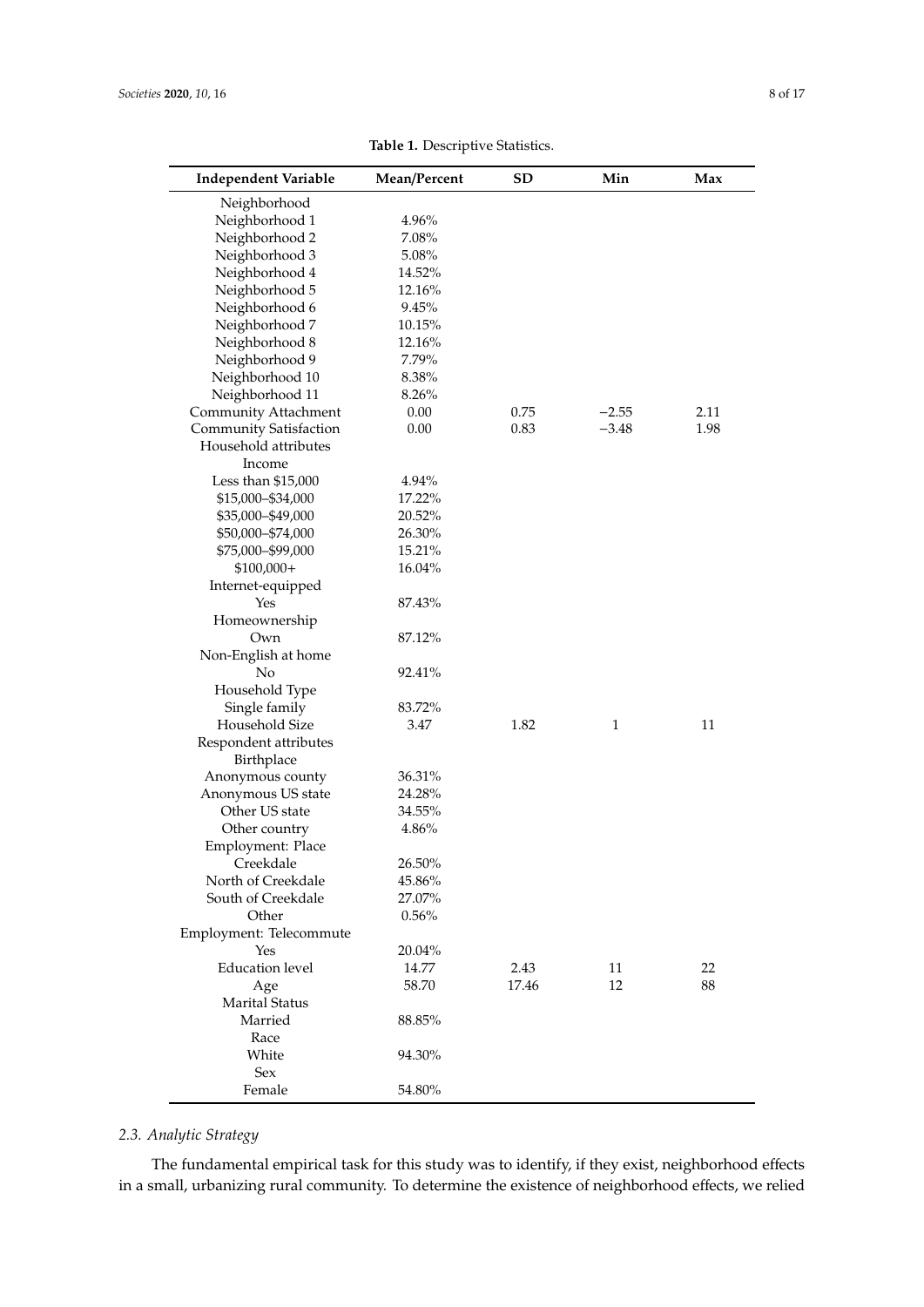**Table 1.** Descriptive Statistics.

| Independent Variable | Mean/Percent | SD | Min | Max |
|---|---|---|---|---|
| Neighborhood | | | | |
| Neighborhood 1 | 4.96% | | | |
| Neighborhood 2 | 7.08% | | | |
| Neighborhood 3 | 5.08% | | | |
| Neighborhood 4 | 14.52% | | | |
| Neighborhood 5 | 12.16% | | | |
| Neighborhood 6 | 9.45% | | | |
| Neighborhood 7 | 10.15% | | | |
| Neighborhood 8 | 12.16% | | | |
| Neighborhood 9 | 7.79% | | | |
| Neighborhood 10 | 8.38% | | | |
| Neighborhood 11 | 8.26% | | | |
| Community Attachment | 0.00 | 0.75 | −2.55 | 2.11 |
| Community Satisfaction | 0.00 | 0.83 | −3.48 | 1.98 |
| Household attributes | | | | |
| Income | | | | |
| Less than $15,000 | 4.94% | | | |
| $15,000–$34,000 | 17.22% | | | |
| $35,000–$49,000 | 20.52% | | | |
| $50,000–$74,000 | 26.30% | | | |
| $75,000–$99,000 | 15.21% | | | |
| $100,000+ | 16.04% | | | |
| Internet-equipped | | | | |
| Yes | 87.43% | | | |
| Homeownership | | | | |
| Own | 87.12% | | | |
| Non-English at home | | | | |
| No | 92.41% | | | |
| Household Type | | | | |
| Single family | 83.72% | | | |
| Household Size | 3.47 | 1.82 | 1 | 11 |
| Respondent attributes | | | | |
| Birthplace | | | | |
| Anonymous county | 36.31% | | | |
| Anonymous US state | 24.28% | | | |
| Other US state | 34.55% | | | |
| Other country | 4.86% | | | |
| Employment: Place | | | | |
| Creekdale | 26.50% | | | |
| North of Creekdale | 45.86% | | | |
| South of Creekdale | 27.07% | | | |
| Other | 0.56% | | | |
| Employment: Telecommute | | | | |
| Yes | 20.04% | | | |
| Education level | 14.77 | 2.43 | 11 | 22 |
| Age | 58.70 | 17.46 | 12 | 88 |
| Marital Status | | | | |
| Married | 88.85% | | | |
| Race | | | | |
| White | 94.30% | | | |
| Sex | | | | |
| Female | 54.80% | | | |

### *2.3. Analytic Strategy*

The fundamental empirical task for this study was to identify, if they exist, neighborhood effects in a small, urbanizing rural community. To determine the existence of neighborhood effects, we relied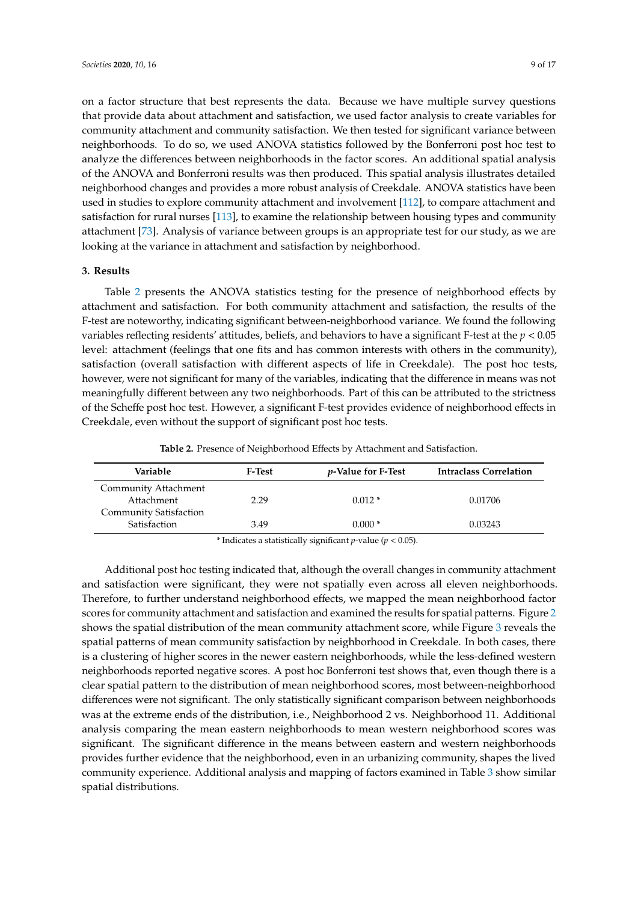on a factor structure that best represents the data. Because we have multiple survey questions that provide data about attachment and satisfaction, we used factor analysis to create variables for community attachment and community satisfaction. We then tested for significant variance between neighborhoods. To do so, we used ANOVA statistics followed by the Bonferroni post hoc test to analyze the differences between neighborhoods in the factor scores. An additional spatial analysis of the ANOVA and Bonferroni results was then produced. This spatial analysis illustrates detailed neighborhood changes and provides a more robust analysis of Creekdale. ANOVA statistics have been used in studies to explore community attachment and involvement [112], to compare attachment and satisfaction for rural nurses [113], to examine the relationship between housing types and community attachment [73]. Analysis of variance between groups is an appropriate test for our study, as we are looking at the variance in attachment and satisfaction by neighborhood.

## 3. Results

Table 2 presents the ANOVA statistics testing for the presence of neighborhood effects by attachment and satisfaction. For both community attachment and satisfaction, the results of the F-test are noteworthy, indicating significant between-neighborhood variance. We found the following variables reflecting residents' attitudes, beliefs, and behaviors to have a significant F-test at the $p < 0.05$ level: attachment (feelings that one fits and has common interests with others in the community), satisfaction (overall satisfaction with different aspects of life in Creekdale). The post hoc tests, however, were not significant for many of the variables, indicating that the difference in means was not meaningfully different between any two neighborhoods. Part of this can be attributed to the strictness of the Scheffe post hoc test. However, a significant F-test provides evidence of neighborhood effects in Creekdale, even without the support of significant post hoc tests.

**Table 2.** Presence of Neighborhood Effects by Attachment and Satisfaction.

| Variable | F-Test | *p*-Value for F-Test | Intraclass Correlation |
|---|---|---|---|
| Community Attachment | | | |
| Attachment | 2.29 | 0.012 * | 0.01706 |
| Community Satisfaction | | | |
| Satisfaction | 3.49 | 0.000 * | 0.03243 |

\* Indicates a statistically significant *p*-value ($p < 0.05$).

Additional post hoc testing indicated that, although the overall changes in community attachment and satisfaction were significant, they were not spatially even across all eleven neighborhoods. Therefore, to further understand neighborhood effects, we mapped the mean neighborhood factor scores for community attachment and satisfaction and examined the results for spatial patterns. Figure 2 shows the spatial distribution of the mean community attachment score, while Figure 3 reveals the spatial patterns of mean community satisfaction by neighborhood in Creekdale. In both cases, there is a clustering of higher scores in the newer eastern neighborhoods, while the less-defined western neighborhoods reported negative scores. A post hoc Bonferroni test shows that, even though there is a clear spatial pattern to the distribution of mean neighborhood scores, most between-neighborhood differences were not significant. The only statistically significant comparison between neighborhoods was at the extreme ends of the distribution, i.e., Neighborhood 2 vs. Neighborhood 11. Additional analysis comparing the mean eastern neighborhoods to mean western neighborhood scores was significant. The significant difference in the means between eastern and western neighborhoods provides further evidence that the neighborhood, even in an urbanizing community, shapes the lived community experience. Additional analysis and mapping of factors examined in Table 3 show similar spatial distributions.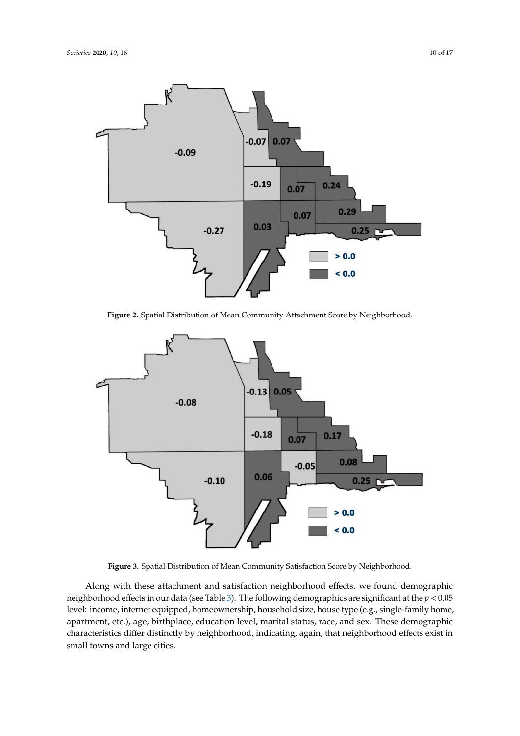Figure 2. Spatial Distribution of Mean Community Attachment Score by Neighborhood.

Figure 3. Spatial Distribution of Mean Community Satisfaction Score by Neighborhood.

Along with these attachment and satisfaction neighborhood effects, we found demographic neighborhood effects in our data (see Table 3). The following demographics are significant at the $p < 0.05$ level: income, internet equipped, homeownership, household size, house type (e.g., single-family home, apartment, etc.), age, birthplace, education level, marital status, race, and sex. These demographic characteristics differ distinctly by neighborhood, indicating, again, that neighborhood effects exist in small towns and large cities.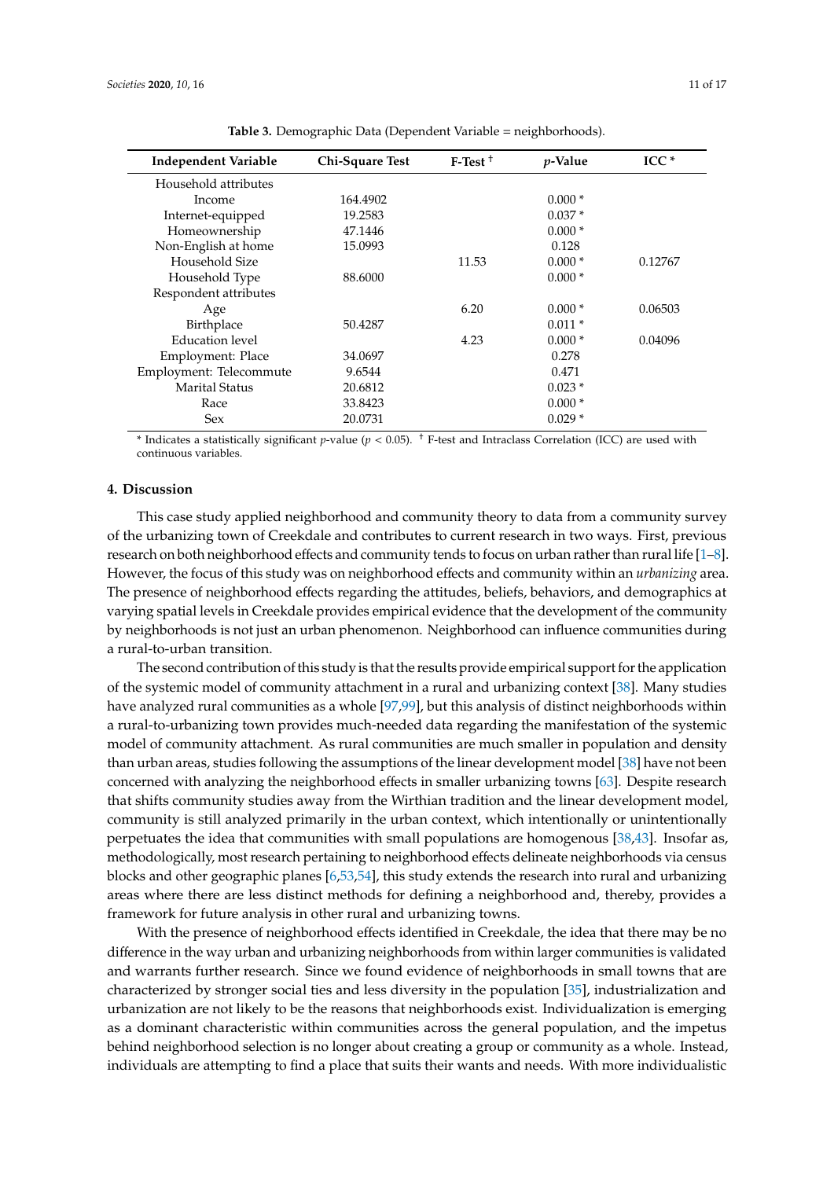**Table 3.** Demographic Data (Dependent Variable = neighborhoods).

| Independent Variable | Chi-Square Test | F-Test † | $p$-Value | ICC * |
|---|---|---|---|---|
| Household attributes | | | | |
| Income | 164.4902 | | 0.000 * | |
| Internet-equipped | 19.2583 | | 0.037 * | |
| Homeownership | 47.1446 | | 0.000 * | |
| Non-English at home | 15.0993 | | 0.128 | |
| Household Size | | 11.53 | 0.000 * | 0.12767 |
| Household Type | 88.6000 | | 0.000 * | |
| Respondent attributes | | | | |
| Age | | 6.20 | 0.000 * | 0.06503 |
| Birthplace | 50.4287 | | 0.011 * | |
| Education level | | 4.23 | 0.000 * | 0.04096 |
| Employment: Place | 34.0697 | | 0.278 | |
| Employment: Telecommute | 9.6544 | | 0.471 | |
| Marital Status | 20.6812 | | 0.023 * | |
| Race | 33.8423 | | 0.000 * | |
| Sex | 20.0731 | | 0.029 * | |

* Indicates a statistically significant $p$-value ($p < 0.05$). † F-test and Intraclass Correlation (ICC) are used with continuous variables.

## 4. Discussion

This case study applied neighborhood and community theory to data from a community survey of the urbanizing town of Creekdale and contributes to current research in two ways. First, previous research on both neighborhood effects and community tends to focus on urban rather than rural life [1–8]. However, the focus of this study was on neighborhood effects and community within an *urbanizing* area. The presence of neighborhood effects regarding the attitudes, beliefs, behaviors, and demographics at varying spatial levels in Creekdale provides empirical evidence that the development of the community by neighborhoods is not just an urban phenomenon. Neighborhood can influence communities during a rural-to-urban transition.

The second contribution of this study is that the results provide empirical support for the application of the systemic model of community attachment in a rural and urbanizing context [38]. Many studies have analyzed rural communities as a whole [97,99], but this analysis of distinct neighborhoods within a rural-to-urbanizing town provides much-needed data regarding the manifestation of the systemic model of community attachment. As rural communities are much smaller in population and density than urban areas, studies following the assumptions of the linear development model [38] have not been concerned with analyzing the neighborhood effects in smaller urbanizing towns [63]. Despite research that shifts community studies away from the Wirthian tradition and the linear development model, community is still analyzed primarily in the urban context, which intentionally or unintentionally perpetuates the idea that communities with small populations are homogenous [38,43]. Insofar as, methodologically, most research pertaining to neighborhood effects delineate neighborhoods via census blocks and other geographic planes [6,53,54], this study extends the research into rural and urbanizing areas where there are less distinct methods for defining a neighborhood and, thereby, provides a framework for future analysis in other rural and urbanizing towns.

With the presence of neighborhood effects identified in Creekdale, the idea that there may be no difference in the way urban and urbanizing neighborhoods from within larger communities is validated and warrants further research. Since we found evidence of neighborhoods in small towns that are characterized by stronger social ties and less diversity in the population [35], industrialization and urbanization are not likely to be the reasons that neighborhoods exist. Individualization is emerging as a dominant characteristic within communities across the general population, and the impetus behind neighborhood selection is no longer about creating a group or community as a whole. Instead, individuals are attempting to find a place that suits their wants and needs. With more individualistic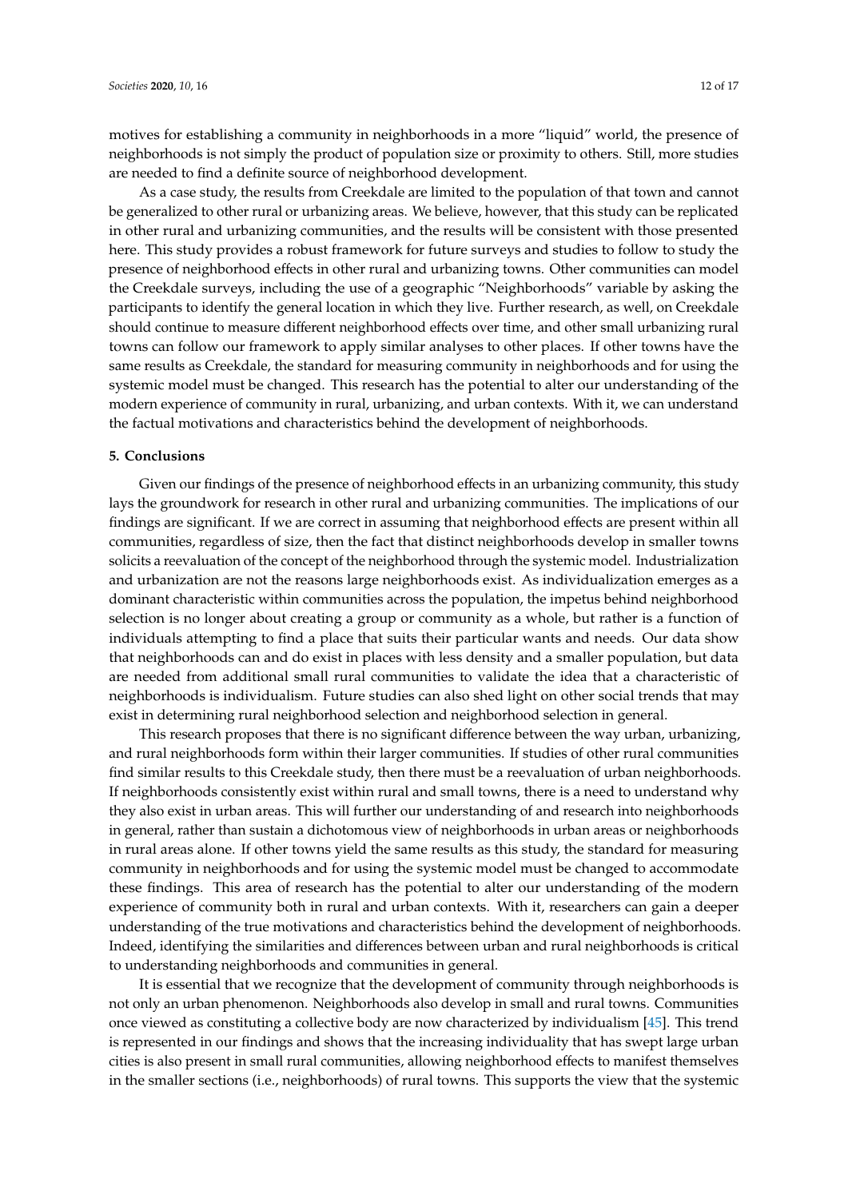motives for establishing a community in neighborhoods in a more "liquid" world, the presence of neighborhoods is not simply the product of population size or proximity to others. Still, more studies are needed to find a definite source of neighborhood development.

As a case study, the results from Creekdale are limited to the population of that town and cannot be generalized to other rural or urbanizing areas. We believe, however, that this study can be replicated in other rural and urbanizing communities, and the results will be consistent with those presented here. This study provides a robust framework for future surveys and studies to follow to study the presence of neighborhood effects in other rural and urbanizing towns. Other communities can model the Creekdale surveys, including the use of a geographic "Neighborhoods" variable by asking the participants to identify the general location in which they live. Further research, as well, on Creekdale should continue to measure different neighborhood effects over time, and other small urbanizing rural towns can follow our framework to apply similar analyses to other places. If other towns have the same results as Creekdale, the standard for measuring community in neighborhoods and for using the systemic model must be changed. This research has the potential to alter our understanding of the modern experience of community in rural, urbanizing, and urban contexts. With it, we can understand the factual motivations and characteristics behind the development of neighborhoods.

## 5. Conclusions

Given our findings of the presence of neighborhood effects in an urbanizing community, this study lays the groundwork for research in other rural and urbanizing communities. The implications of our findings are significant. If we are correct in assuming that neighborhood effects are present within all communities, regardless of size, then the fact that distinct neighborhoods develop in smaller towns solicits a reevaluation of the concept of the neighborhood through the systemic model. Industrialization and urbanization are not the reasons large neighborhoods exist. As individualization emerges as a dominant characteristic within communities across the population, the impetus behind neighborhood selection is no longer about creating a group or community as a whole, but rather is a function of individuals attempting to find a place that suits their particular wants and needs. Our data show that neighborhoods can and do exist in places with less density and a smaller population, but data are needed from additional small rural communities to validate the idea that a characteristic of neighborhoods is individualism. Future studies can also shed light on other social trends that may exist in determining rural neighborhood selection and neighborhood selection in general.

This research proposes that there is no significant difference between the way urban, urbanizing, and rural neighborhoods form within their larger communities. If studies of other rural communities find similar results to this Creekdale study, then there must be a reevaluation of urban neighborhoods. If neighborhoods consistently exist within rural and small towns, there is a need to understand why they also exist in urban areas. This will further our understanding of and research into neighborhoods in general, rather than sustain a dichotomous view of neighborhoods in urban areas or neighborhoods in rural areas alone. If other towns yield the same results as this study, the standard for measuring community in neighborhoods and for using the systemic model must be changed to accommodate these findings. This area of research has the potential to alter our understanding of the modern experience of community both in rural and urban contexts. With it, researchers can gain a deeper understanding of the true motivations and characteristics behind the development of neighborhoods. Indeed, identifying the similarities and differences between urban and rural neighborhoods is critical to understanding neighborhoods and communities in general.

It is essential that we recognize that the development of community through neighborhoods is not only an urban phenomenon. Neighborhoods also develop in small and rural towns. Communities once viewed as constituting a collective body are now characterized by individualism [45]. This trend is represented in our findings and shows that the increasing individuality that has swept large urban cities is also present in small rural communities, allowing neighborhood effects to manifest themselves in the smaller sections (i.e., neighborhoods) of rural towns. This supports the view that the systemic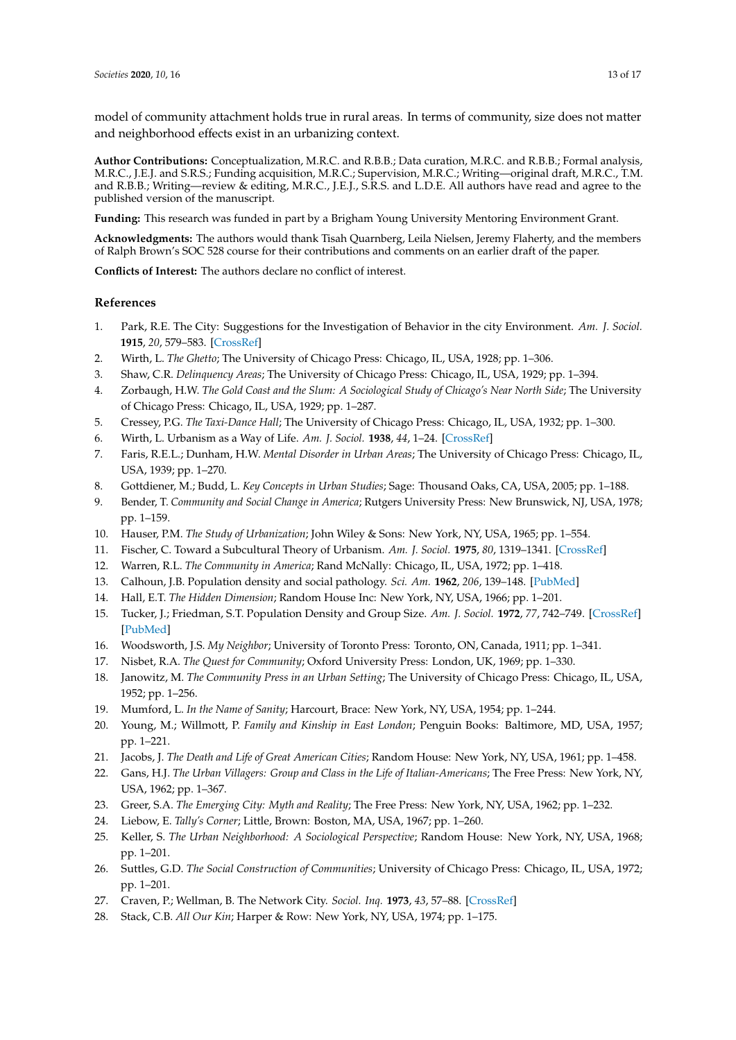model of community attachment holds true in rural areas. In terms of community, size does not matter and neighborhood effects exist in an urbanizing context.

**Author Contributions:** Conceptualization, M.R.C. and R.B.B.; Data curation, M.R.C. and R.B.B.; Formal analysis, M.R.C., J.E.J. and S.R.S.; Funding acquisition, M.R.C.; Supervision, M.R.C.; Writing—original draft, M.R.C., T.M. and R.B.B.; Writing—review & editing, M.R.C., J.E.J., S.R.S. and L.D.E. All authors have read and agree to the published version of the manuscript.

**Funding:** This research was funded in part by a Brigham Young University Mentoring Environment Grant.

**Acknowledgments:** The authors would thank Tisah Quarnberg, Leila Nielsen, Jeremy Flaherty, and the members of Ralph Brown's SOC 528 course for their contributions and comments on an earlier draft of the paper.

**Conflicts of Interest:** The authors declare no conflict of interest.

## References

1. Park, R.E. The City: Suggestions for the Investigation of Behavior in the city Environment. *Am. J. Sociol.* **1915**, *20*, 579–583. [CrossRef]
2. Wirth, L. *The Ghetto*; The University of Chicago Press: Chicago, IL, USA, 1928; pp. 1–306.
3. Shaw, C.R. *Delinquency Areas*; The University of Chicago Press: Chicago, IL, USA, 1929; pp. 1–394.
4. Zorbaugh, H.W. *The Gold Coast and the Slum: A Sociological Study of Chicago's Near North Side*; The University of Chicago Press: Chicago, IL, USA, 1929; pp. 1–287.
5. Cressey, P.G. *The Taxi-Dance Hall*; The University of Chicago Press: Chicago, IL, USA, 1932; pp. 1–300.
6. Wirth, L. Urbanism as a Way of Life. *Am. J. Sociol.* **1938**, *44*, 1–24. [CrossRef]
7. Faris, R.E.L.; Dunham, H.W. *Mental Disorder in Urban Areas*; The University of Chicago Press: Chicago, IL, USA, 1939; pp. 1–270.
8. Gottdiener, M.; Budd, L. *Key Concepts in Urban Studies*; Sage: Thousand Oaks, CA, USA, 2005; pp. 1–188.
9. Bender, T. *Community and Social Change in America*; Rutgers University Press: New Brunswick, NJ, USA, 1978; pp. 1–159.
10. Hauser, P.M. *The Study of Urbanization*; John Wiley & Sons: New York, NY, USA, 1965; pp. 1–554.
11. Fischer, C. Toward a Subcultural Theory of Urbanism. *Am. J. Sociol.* **1975**, *80*, 1319–1341. [CrossRef]
12. Warren, R.L. *The Community in America*; Rand McNally: Chicago, IL, USA, 1972; pp. 1–418.
13. Calhoun, J.B. Population density and social pathology. *Sci. Am.* **1962**, *206*, 139–148. [PubMed]
14. Hall, E.T. *The Hidden Dimension*; Random House Inc: New York, NY, USA, 1966; pp. 1–201.
15. Tucker, J.; Friedman, S.T. Population Density and Group Size. *Am. J. Sociol.* **1972**, *77*, 742–749. [CrossRef] [PubMed]
16. Woodsworth, J.S. *My Neighbor*; University of Toronto Press: Toronto, ON, Canada, 1911; pp. 1–341.
17. Nisbet, R.A. *The Quest for Community*; Oxford University Press: London, UK, 1969; pp. 1–330.
18. Janowitz, M. *The Community Press in an Urban Setting*; The University of Chicago Press: Chicago, IL, USA, 1952; pp. 1–256.
19. Mumford, L. *In the Name of Sanity*; Harcourt, Brace: New York, NY, USA, 1954; pp. 1–244.
20. Young, M.; Willmott, P. *Family and Kinship in East London*; Penguin Books: Baltimore, MD, USA, 1957; pp. 1–221.
21. Jacobs, J. *The Death and Life of Great American Cities*; Random House: New York, NY, USA, 1961; pp. 1–458.
22. Gans, H.J. *The Urban Villagers: Group and Class in the Life of Italian-Americans*; The Free Press: New York, NY, USA, 1962; pp. 1–367.
23. Greer, S.A. *The Emerging City: Myth and Reality*; The Free Press: New York, NY, USA, 1962; pp. 1–232.
24. Liebow, E. *Tally's Corner*; Little, Brown: Boston, MA, USA, 1967; pp. 1–260.
25. Keller, S. *The Urban Neighborhood: A Sociological Perspective*; Random House: New York, NY, USA, 1968; pp. 1–201.
26. Suttles, G.D. *The Social Construction of Communities*; University of Chicago Press: Chicago, IL, USA, 1972; pp. 1–201.
27. Craven, P.; Wellman, B. The Network City. *Sociol. Inq.* **1973**, *43*, 57–88. [CrossRef]
28. Stack, C.B. *All Our Kin*; Harper & Row: New York, NY, USA, 1974; pp. 1–175.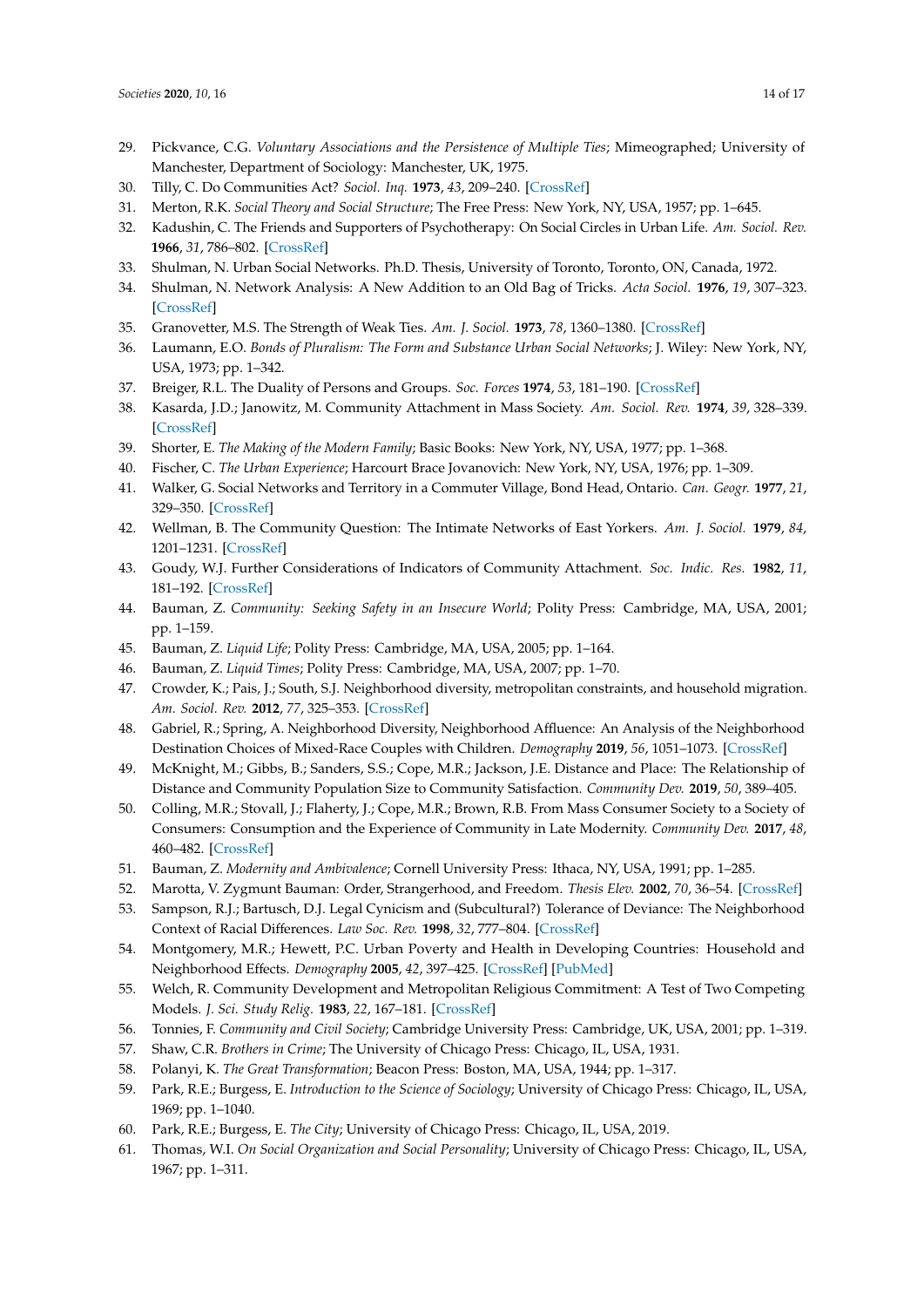29. Pickvance, C.G. *Voluntary Associations and the Persistence of Multiple Ties*; Mimeographed; University of Manchester, Department of Sociology: Manchester, UK, 1975.
30. Tilly, C. Do Communities Act? *Sociol. Inq.* **1973**, *43*, 209–240. [CrossRef]
31. Merton, R.K. *Social Theory and Social Structure*; The Free Press: New York, NY, USA, 1957; pp. 1–645.
32. Kadushin, C. The Friends and Supporters of Psychotherapy: On Social Circles in Urban Life. *Am. Sociol. Rev.* **1966**, *31*, 786–802. [CrossRef]
33. Shulman, N. Urban Social Networks. Ph.D. Thesis, University of Toronto, Toronto, ON, Canada, 1972.
34. Shulman, N. Network Analysis: A New Addition to an Old Bag of Tricks. *Acta Sociol.* **1976**, *19*, 307–323. [CrossRef]
35. Granovetter, M.S. The Strength of Weak Ties. *Am. J. Sociol.* **1973**, *78*, 1360–1380. [CrossRef]
36. Laumann, E.O. *Bonds of Pluralism: The Form and Substance Urban Social Networks*; J. Wiley: New York, NY, USA, 1973; pp. 1–342.
37. Breiger, R.L. The Duality of Persons and Groups. *Soc. Forces* **1974**, *53*, 181–190. [CrossRef]
38. Kasarda, J.D.; Janowitz, M. Community Attachment in Mass Society. *Am. Sociol. Rev.* **1974**, *39*, 328–339. [CrossRef]
39. Shorter, E. *The Making of the Modern Family*; Basic Books: New York, NY, USA, 1977; pp. 1–368.
40. Fischer, C. *The Urban Experience*; Harcourt Brace Jovanovich: New York, NY, USA, 1976; pp. 1–309.
41. Walker, G. Social Networks and Territory in a Commuter Village, Bond Head, Ontario. *Can. Geogr.* **1977**, *21*, 329–350. [CrossRef]
42. Wellman, B. The Community Question: The Intimate Networks of East Yorkers. *Am. J. Sociol.* **1979**, *84*, 1201–1231. [CrossRef]
43. Goudy, W.J. Further Considerations of Indicators of Community Attachment. *Soc. Indic. Res.* **1982**, *11*, 181–192. [CrossRef]
44. Bauman, Z. *Community: Seeking Safety in an Insecure World*; Polity Press: Cambridge, MA, USA, 2001; pp. 1–159.
45. Bauman, Z. *Liquid Life*; Polity Press: Cambridge, MA, USA, 2005; pp. 1–164.
46. Bauman, Z. *Liquid Times*; Polity Press: Cambridge, MA, USA, 2007; pp. 1–70.
47. Crowder, K.; Pais, J.; South, S.J. Neighborhood diversity, metropolitan constraints, and household migration. *Am. Sociol. Rev.* **2012**, *77*, 325–353. [CrossRef]
48. Gabriel, R.; Spring, A. Neighborhood Diversity, Neighborhood Affluence: An Analysis of the Neighborhood Destination Choices of Mixed-Race Couples with Children. *Demography* **2019**, *56*, 1051–1073. [CrossRef]
49. McKnight, M.; Gibbs, B.; Sanders, S.S.; Cope, M.R.; Jackson, J.E. Distance and Place: The Relationship of Distance and Community Population Size to Community Satisfaction. *Community Dev.* **2019**, *50*, 389–405.
50. Colling, M.R.; Stovall, J.; Flaherty, J.; Cope, M.R.; Brown, R.B. From Mass Consumer Society to a Society of Consumers: Consumption and the Experience of Community in Late Modernity. *Community Dev.* **2017**, *48*, 460–482. [CrossRef]
51. Bauman, Z. *Modernity and Ambivalence*; Cornell University Press: Ithaca, NY, USA, 1991; pp. 1–285.
52. Marotta, V. Zygmunt Bauman: Order, Strangerhood, and Freedom. *Thesis Elev.* **2002**, *70*, 36–54. [CrossRef]
53. Sampson, R.J.; Bartusch, D.J. Legal Cynicism and (Subcultural?) Tolerance of Deviance: The Neighborhood Context of Racial Differences. *Law Soc. Rev.* **1998**, *32*, 777–804. [CrossRef]
54. Montgomery, M.R.; Hewett, P.C. Urban Poverty and Health in Developing Countries: Household and Neighborhood Effects. *Demography* **2005**, *42*, 397–425. [CrossRef] [PubMed]
55. Welch, R. Community Development and Metropolitan Religious Commitment: A Test of Two Competing Models. *J. Sci. Study Relig.* **1983**, *22*, 167–181. [CrossRef]
56. Tonnies, F. *Community and Civil Society*; Cambridge University Press: Cambridge, UK, USA, 2001; pp. 1–319.
57. Shaw, C.R. *Brothers in Crime*; The University of Chicago Press: Chicago, IL, USA, 1931.
58. Polanyi, K. *The Great Transformation*; Beacon Press: Boston, MA, USA, 1944; pp. 1–317.
59. Park, R.E.; Burgess, E. *Introduction to the Science of Sociology*; University of Chicago Press: Chicago, IL, USA, 1969; pp. 1–1040.
60. Park, R.E.; Burgess, E. *The City*; University of Chicago Press: Chicago, IL, USA, 2019.
61. Thomas, W.I. *On Social Organization and Social Personality*; University of Chicago Press: Chicago, IL, USA, 1967; pp. 1–311.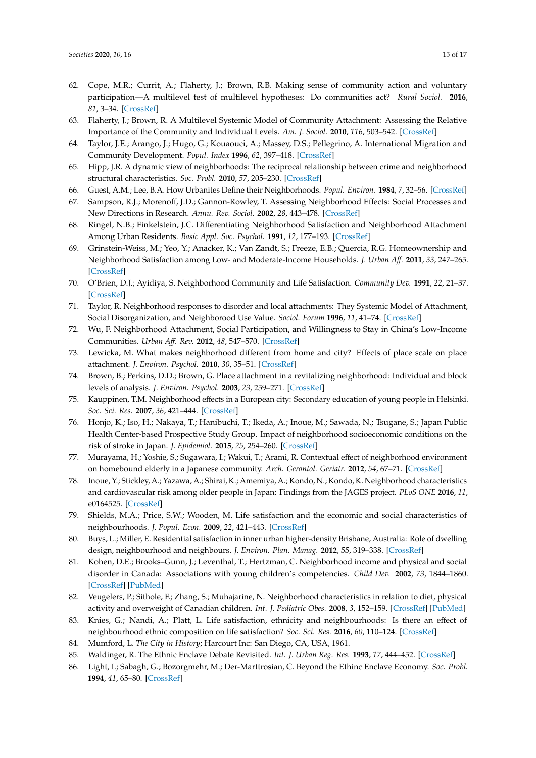62. Cope, M.R.; Currit, A.; Flaherty, J.; Brown, R.B. Making sense of community action and voluntary participation—A multilevel test of multilevel hypotheses: Do communities act? *Rural Sociol.* **2016**, *81*, 3–34. [CrossRef]
63. Flaherty, J.; Brown, R. A Multilevel Systemic Model of Community Attachment: Assessing the Relative Importance of the Community and Individual Levels. *Am. J. Sociol.* **2010**, *116*, 503–542. [CrossRef]
64. Taylor, J.E.; Arango, J.; Hugo, G.; Kouaouci, A.; Massey, D.S.; Pellegrino, A. International Migration and Community Development. *Popul. Index* **1996**, *62*, 397–418. [CrossRef]
65. Hipp, J.R. A dynamic view of neighborhoods: The reciprocal relationship between crime and neighborhood structural characteristics. *Soc. Probl.* **2010**, *57*, 205–230. [CrossRef]
66. Guest, A.M.; Lee, B.A. How Urbanites Define their Neighborhoods. *Popul. Environ.* **1984**, *7*, 32–56. [CrossRef]
67. Sampson, R.J.; Morenoff, J.D.; Gannon-Rowley, T. Assessing Neighborhood Effects: Social Processes and New Directions in Research. *Annu. Rev. Sociol.* **2002**, *28*, 443–478. [CrossRef]
68. Ringel, N.B.; Finkelstein, J.C. Differentiating Neighborhood Satisfaction and Neighborhood Attachment Among Urban Residents. *Basic Appl. Soc. Psychol.* **1991**, *12*, 177–193. [CrossRef]
69. Grinstein-Weiss, M.; Yeo, Y.; Anacker, K.; Van Zandt, S.; Freeze, E.B.; Quercia, R.G. Homeownership and Neighborhood Satisfaction among Low- and Moderate-Income Households. *J. Urban Aff.* **2011**, *33*, 247–265. [CrossRef]
70. O'Brien, D.J.; Ayidiya, S. Neighborhood Community and Life Satisfaction. *Community Dev.* **1991**, *22*, 21–37. [CrossRef]
71. Taylor, R. Neighborhood responses to disorder and local attachments: They Systemic Model of Attachment, Social Disorganization, and Neighborood Use Value. *Sociol. Forum* **1996**, *11*, 41–74. [CrossRef]
72. Wu, F. Neighborhood Attachment, Social Participation, and Willingness to Stay in China's Low-Income Communities. *Urban Aff. Rev.* **2012**, *48*, 547–570. [CrossRef]
73. Lewicka, M. What makes neighborhood different from home and city? Effects of place scale on place attachment. *J. Environ. Psychol.* **2010**, *30*, 35–51. [CrossRef]
74. Brown, B.; Perkins, D.D.; Brown, G. Place attachment in a revitalizing neighborhood: Individual and block levels of analysis. *J. Environ. Psychol.* **2003**, *23*, 259–271. [CrossRef]
75. Kauppinen, T.M. Neighborhood effects in a European city: Secondary education of young people in Helsinki. *Soc. Sci. Res.* **2007**, *36*, 421–444. [CrossRef]
76. Honjo, K.; Iso, H.; Nakaya, T.; Hanibuchi, T.; Ikeda, A.; Inoue, M.; Sawada, N.; Tsugane, S.; Japan Public Health Center-based Prospective Study Group. Impact of neighborhood socioeconomic conditions on the risk of stroke in Japan. *J. Epidemiol.* **2015**, *25*, 254–260. [CrossRef]
77. Murayama, H.; Yoshie, S.; Sugawara, I.; Wakui, T.; Arami, R. Contextual effect of neighborhood environment on homebound elderly in a Japanese community. *Arch. Gerontol. Geriatr.* **2012**, *54*, 67–71. [CrossRef]
78. Inoue, Y.; Stickley, A.; Yazawa, A.; Shirai, K.; Amemiya, A.; Kondo, N.; Kondo, K. Neighborhood characteristics and cardiovascular risk among older people in Japan: Findings from the JAGES project. *PLoS ONE* **2016**, *11*, e0164525. [CrossRef]
79. Shields, M.A.; Price, S.W.; Wooden, M. Life satisfaction and the economic and social characteristics of neighbourhoods. *J. Popul. Econ.* **2009**, *22*, 421–443. [CrossRef]
80. Buys, L.; Miller, E. Residential satisfaction in inner urban higher-density Brisbane, Australia: Role of dwelling design, neighbourhood and neighbours. *J. Environ. Plan. Manag.* **2012**, *55*, 319–338. [CrossRef]
81. Kohen, D.E.; Brooks–Gunn, J.; Leventhal, T.; Hertzman, C. Neighborhood income and physical and social disorder in Canada: Associations with young children's competencies. *Child Dev.* **2002**, *73*, 1844–1860. [CrossRef] [PubMed]
82. Veugelers, P.; Sithole, F.; Zhang, S.; Muhajarine, N. Neighborhood characteristics in relation to diet, physical activity and overweight of Canadian children. *Int. J. Pediatric Obes.* **2008**, *3*, 152–159. [CrossRef] [PubMed]
83. Knies, G.; Nandi, A.; Platt, L. Life satisfaction, ethnicity and neighbourhoods: Is there an effect of neighbourhood ethnic composition on life satisfaction? *Soc. Sci. Res.* **2016**, *60*, 110–124. [CrossRef]
84. Mumford, L. *The City in History*; Harcourt Inc: San Diego, CA, USA, 1961.
85. Waldinger, R. The Ethnic Enclave Debate Revisited. *Int. J. Urban Reg. Res.* **1993**, *17*, 444–452. [CrossRef]
86. Light, I.; Sabagh, G.; Bozorgmehr, M.; Der-Marttrosian, C. Beyond the Ethinc Enclave Economy. *Soc. Probl.* **1994**, *41*, 65–80. [CrossRef]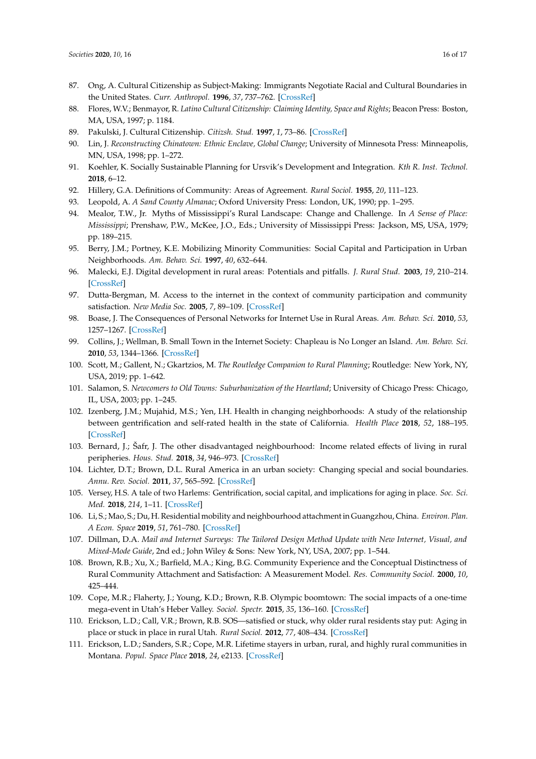87. Ong, A. Cultural Citizenship as Subject-Making: Immigrants Negotiate Racial and Cultural Boundaries in the United States. *Curr. Anthropol.* **1996**, *37*, 737–762. [CrossRef]
88. Flores, W.V.; Benmayor, R. *Latino Cultural Citizenship: Claiming Identity, Space and Rights*; Beacon Press: Boston, MA, USA, 1997; p. 1184.
89. Pakulski, J. Cultural Citizenship. *Citizsh. Stud.* **1997**, *1*, 73–86. [CrossRef]
90. Lin, J. *Reconstructing Chinatown: Ethnic Enclave, Global Change*; University of Minnesota Press: Minneapolis, MN, USA, 1998; pp. 1–272.
91. Koehler, K. Socially Sustainable Planning for Ursvik's Development and Integration. *Kth R. Inst. Technol.* **2018**, 6–12.
92. Hillery, G.A. Definitions of Community: Areas of Agreement. *Rural Sociol.* **1955**, *20*, 111–123.
93. Leopold, A. *A Sand County Almanac*; Oxford University Press: London, UK, 1990; pp. 1–295.
94. Mealor, T.W., Jr. Myths of Mississippi's Rural Landscape: Change and Challenge. In *A Sense of Place: Mississippi*; Prenshaw, P.W., McKee, J.O., Eds.; University of Mississippi Press: Jackson, MS, USA, 1979; pp. 189–215.
95. Berry, J.M.; Portney, K.E. Mobilizing Minority Communities: Social Capital and Participation in Urban Neighborhoods. *Am. Behav. Sci.* **1997**, *40*, 632–644.
96. Malecki, E.J. Digital development in rural areas: Potentials and pitfalls. *J. Rural Stud.* **2003**, *19*, 210–214. [CrossRef]
97. Dutta-Bergman, M. Access to the internet in the context of community participation and community satisfaction. *New Media Soc.* **2005**, *7*, 89–109. [CrossRef]
98. Boase, J. The Consequences of Personal Networks for Internet Use in Rural Areas. *Am. Behav. Sci.* **2010**, *53*, 1257–1267. [CrossRef]
99. Collins, J.; Wellman, B. Small Town in the Internet Society: Chapleau is No Longer an Island. *Am. Behav. Sci.* **2010**, *53*, 1344–1366. [CrossRef]
100. Scott, M.; Gallent, N.; Gkartzios, M. *The Routledge Companion to Rural Planning*; Routledge: New York, NY, USA, 2019; pp. 1–642.
101. Salamon, S. *Newcomers to Old Towns: Suburbanization of the Heartland*; University of Chicago Press: Chicago, IL, USA, 2003; pp. 1–245.
102. Izenberg, J.M.; Mujahid, M.S.; Yen, I.H. Health in changing neighborhoods: A study of the relationship between gentrification and self-rated health in the state of California. *Health Place* **2018**, *52*, 188–195. [CrossRef]
103. Bernard, J.; Šafr, J. The other disadvantaged neighbourhood: Income related effects of living in rural peripheries. *Hous. Stud.* **2018**, *34*, 946–973. [CrossRef]
104. Lichter, D.T.; Brown, D.L. Rural America in an urban society: Changing special and social boundaries. *Annu. Rev. Sociol.* **2011**, *37*, 565–592. [CrossRef]
105. Versey, H.S. A tale of two Harlems: Gentrification, social capital, and implications for aging in place. *Soc. Sci. Med.* **2018**, *214*, 1–11. [CrossRef]
106. Li, S.; Mao, S.; Du, H. Residential mobility and neighbourhood attachment in Guangzhou, China. *Environ. Plan. A Econ. Space* **2019**, *51*, 761–780. [CrossRef]
107. Dillman, D.A. *Mail and Internet Surveys: The Tailored Design Method Update with New Internet, Visual, and Mixed-Mode Guide*, 2nd ed.; John Wiley & Sons: New York, NY, USA, 2007; pp. 1–544.
108. Brown, R.B.; Xu, X.; Barfield, M.A.; King, B.G. Community Experience and the Conceptual Distinctness of Rural Community Attachment and Satisfaction: A Measurement Model. *Res. Community Sociol.* **2000**, *10*, 425–444.
109. Cope, M.R.; Flaherty, J.; Young, K.D.; Brown, R.B. Olympic boomtown: The social impacts of a one-time mega-event in Utah's Heber Valley. *Sociol. Spectr.* **2015**, *35*, 136–160. [CrossRef]
110. Erickson, L.D.; Call, V.R.; Brown, R.B. SOS—satisfied or stuck, why older rural residents stay put: Aging in place or stuck in place in rural Utah. *Rural Sociol.* **2012**, *77*, 408–434. [CrossRef]
111. Erickson, L.D.; Sanders, S.R.; Cope, M.R. Lifetime stayers in urban, rural, and highly rural communities in Montana. *Popul. Space Place* **2018**, *24*, e2133. [CrossRef]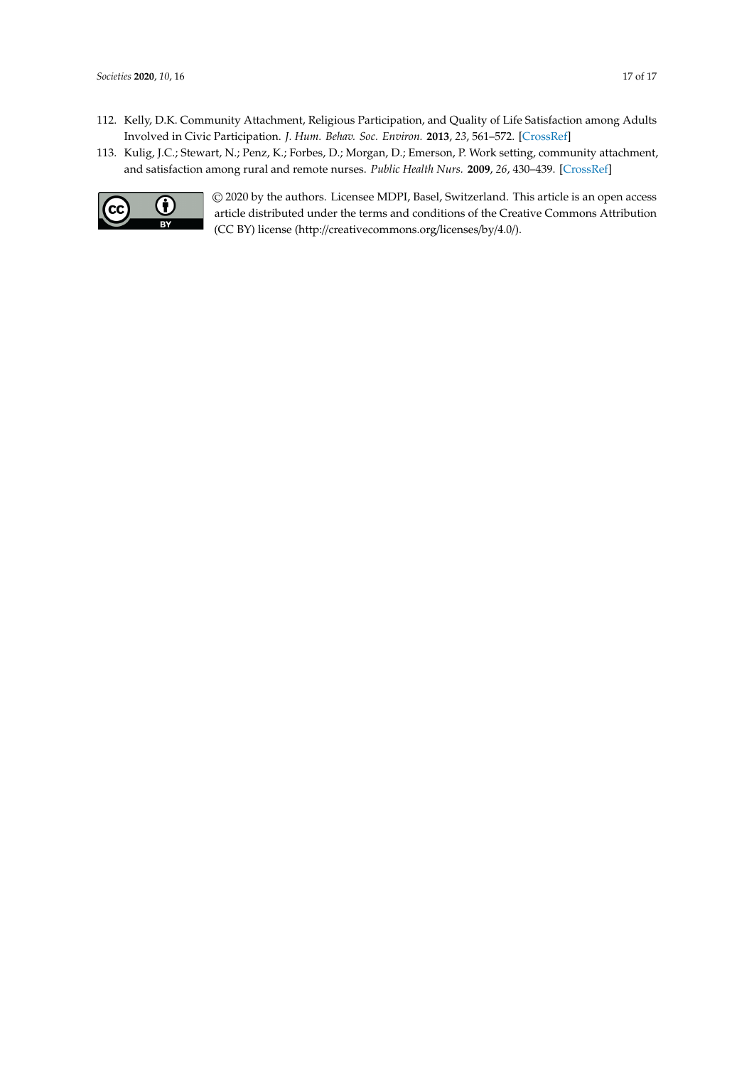112. Kelly, D.K. Community Attachment, Religious Participation, and Quality of Life Satisfaction among Adults Involved in Civic Participation. *J. Hum. Behav. Soc. Environ.* **2013**, *23*, 561–572. [CrossRef]
113. Kulig, J.C.; Stewart, N.; Penz, K.; Forbes, D.; Morgan, D.; Emerson, P. Work setting, community attachment, and satisfaction among rural and remote nurses. *Public Health Nurs.* **2009**, *26*, 430–439. [CrossRef]

© 2020 by the authors. Licensee MDPI, Basel, Switzerland. This article is an open access article distributed under the terms and conditions of the Creative Commons Attribution (CC BY) license (http://creativecommons.org/licenses/by/4.0/).